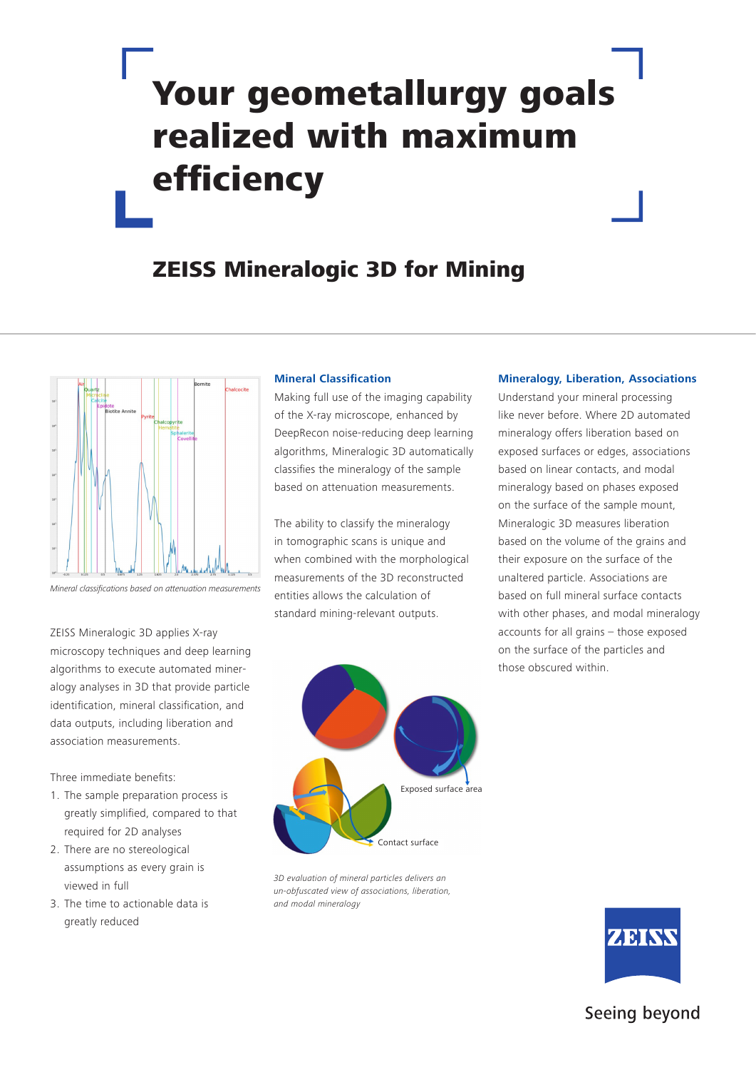# Your geometallurgy goals realized with maximum efficiency

## ZEISS Mineralogic 3D for Mining

*Mineral classifications based on attenuation measurements*

ZEISS Mineralogic 3D applies X-ray microscopy techniques and deep learning algorithms to execute automated mineralogy analyses in 3D that provide particle identification, mineral classification, and data outputs, including liberation and association measurements.

Three immediate benefits:

1. The sample preparation process is greatly simplified, compared to that required for 2D analyses
2. There are no stereological assumptions as every grain is viewed in full
3. The time to actionable data is greatly reduced

### Mineral Classification

Making full use of the imaging capability of the X-ray microscope, enhanced by DeepRecon noise-reducing deep learning algorithms, Mineralogic 3D automatically classifies the mineralogy of the sample based on attenuation measurements.

The ability to classify the mineralogy in tomographic scans is unique and when combined with the morphological measurements of the 3D reconstructed entities allows the calculation of standard mining-relevant outputs.

*3D evaluation of mineral particles delivers an un-obfuscated view of associations, liberation, and modal mineralogy*

### Mineralogy, Liberation, Associations

Understand your mineral processing like never before. Where 2D automated mineralogy offers liberation based on exposed surfaces or edges, associations based on linear contacts, and modal mineralogy based on phases exposed on the surface of the sample mount, Mineralogic 3D measures liberation based on the volume of the grains and their exposure on the surface of the unaltered particle. Associations are based on full mineral surface contacts with other phases, and modal mineralogy accounts for all grains – those exposed on the surface of the particles and those obscured within.

Seeing beyond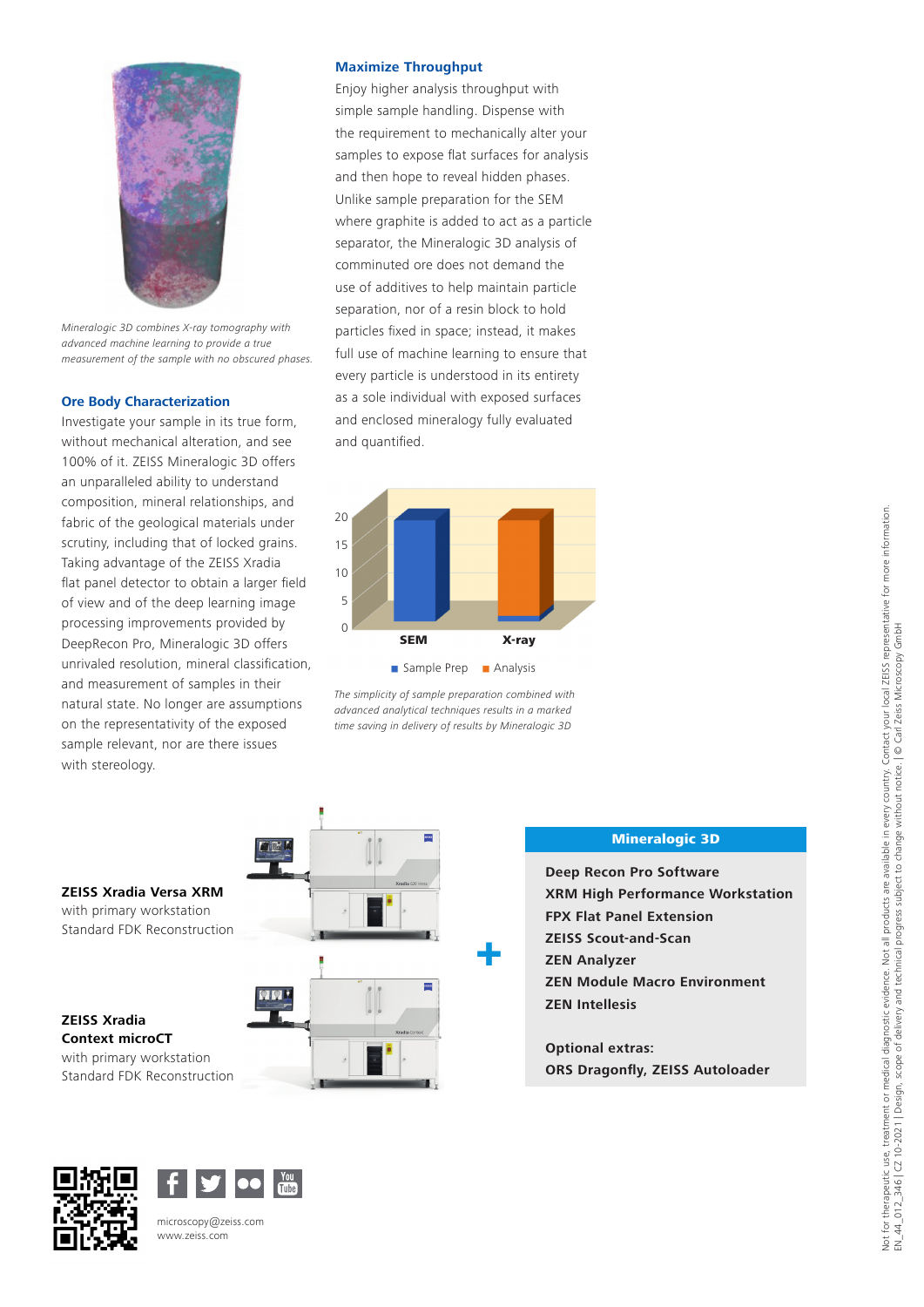*Mineralogic 3D combines X-ray tomography with advanced machine learning to provide a true measurement of the sample with no obscured phases.*

### Ore Body Characterization

Investigate your sample in its true form, without mechanical alteration, and see 100% of it. ZEISS Mineralogic 3D offers an unparalleled ability to understand composition, mineral relationships, and fabric of the geological materials under scrutiny, including that of locked grains. Taking advantage of the ZEISS Xradia flat panel detector to obtain a larger field of view and of the deep learning image processing improvements provided by DeepRecon Pro, Mineralogic 3D offers unrivaled resolution, mineral classification, and measurement of samples in their natural state. No longer are assumptions on the representativity of the exposed sample relevant, nor are there issues with stereology.

### Maximize Throughput

Enjoy higher analysis throughput with simple sample handling. Dispense with the requirement to mechanically alter your samples to expose flat surfaces for analysis and then hope to reveal hidden phases. Unlike sample preparation for the SEM where graphite is added to act as a particle separator, the Mineralogic 3D analysis of comminuted ore does not demand the use of additives to help maintain particle separation, nor of a resin block to hold particles fixed in space; instead, it makes full use of machine learning to ensure that every particle is understood in its entirety as a sole individual with exposed surfaces and enclosed mineralogy fully evaluated and quantified.

20
15
10
5
0
SEM
X-ray
Sample Prep
Analysis

*The simplicity of sample preparation combined with advanced analytical techniques results in a marked time saving in delivery of results by Mineralogic 3D*

**ZEISS Xradia Versa XRM**
with primary workstation
Standard FDK Reconstruction

**ZEISS Xradia Context microCT**
with primary workstation
Standard FDK Reconstruction

+

**Mineralogic 3D**

**Deep Recon Pro Software**
**XRM High Performance Workstation**
**FPX Flat Panel Extension**
**ZEISS Scout-and-Scan**
**ZEN Analyzer**
**ZEN Module Macro Environment**
**ZEN Intellesis**

**Optional extras:**
**ORS Dragonfly, ZEISS Autoloader**

microscopy@zeiss.com
www.zeiss.com

Not for therapeutic use, treatment or medical diagnostic evidence. Not all products are available in every country. Contact your local ZEISS representative for more information.
EN_44_012_346 | CZ 10-2021 | Design, scope of delivery and technical progress subject to change without notice. | © Carl Zeiss Microscopy GmbH